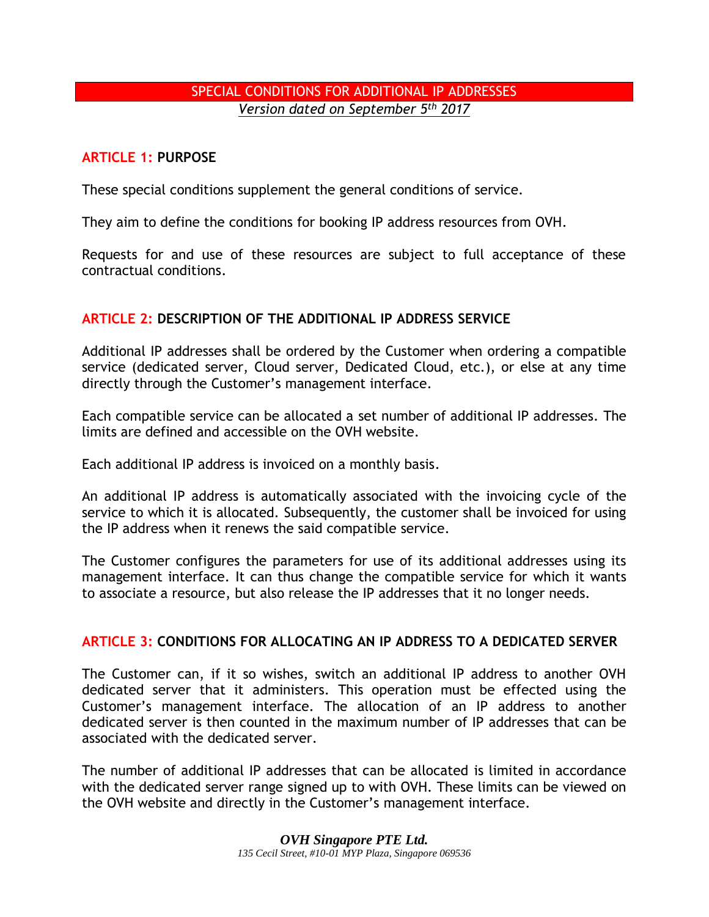# SPECIAL CONDITIONS FOR ADDITIONAL IP ADDRESSES

*Version dated on September 5th 2017*

## ARTICLE 1: PURPOSE

These special conditions supplement the general conditions of service.

They aim to define the conditions for booking IP address resources from OVH.

Requests for and use of these resources are subject to full acceptance of these contractual conditions.

## ARTICLE 2: DESCRIPTION OF THE ADDITIONAL IP ADDRESS SERVICE

Additional IP addresses shall be ordered by the Customer when ordering a compatible service (dedicated server, Cloud server, Dedicated Cloud, etc.), or else at any time directly through the Customer's management interface.

Each compatible service can be allocated a set number of additional IP addresses. The limits are defined and accessible on the OVH website.

Each additional IP address is invoiced on a monthly basis.

An additional IP address is automatically associated with the invoicing cycle of the service to which it is allocated. Subsequently, the customer shall be invoiced for using the IP address when it renews the said compatible service.

The Customer configures the parameters for use of its additional addresses using its management interface. It can thus change the compatible service for which it wants to associate a resource, but also release the IP addresses that it no longer needs.

## ARTICLE 3: CONDITIONS FOR ALLOCATING AN IP ADDRESS TO A DEDICATED SERVER

The Customer can, if it so wishes, switch an additional IP address to another OVH dedicated server that it administers. This operation must be effected using the Customer's management interface. The allocation of an IP address to another dedicated server is then counted in the maximum number of IP addresses that can be associated with the dedicated server.

The number of additional IP addresses that can be allocated is limited in accordance with the dedicated server range signed up to with OVH. These limits can be viewed on the OVH website and directly in the Customer's management interface.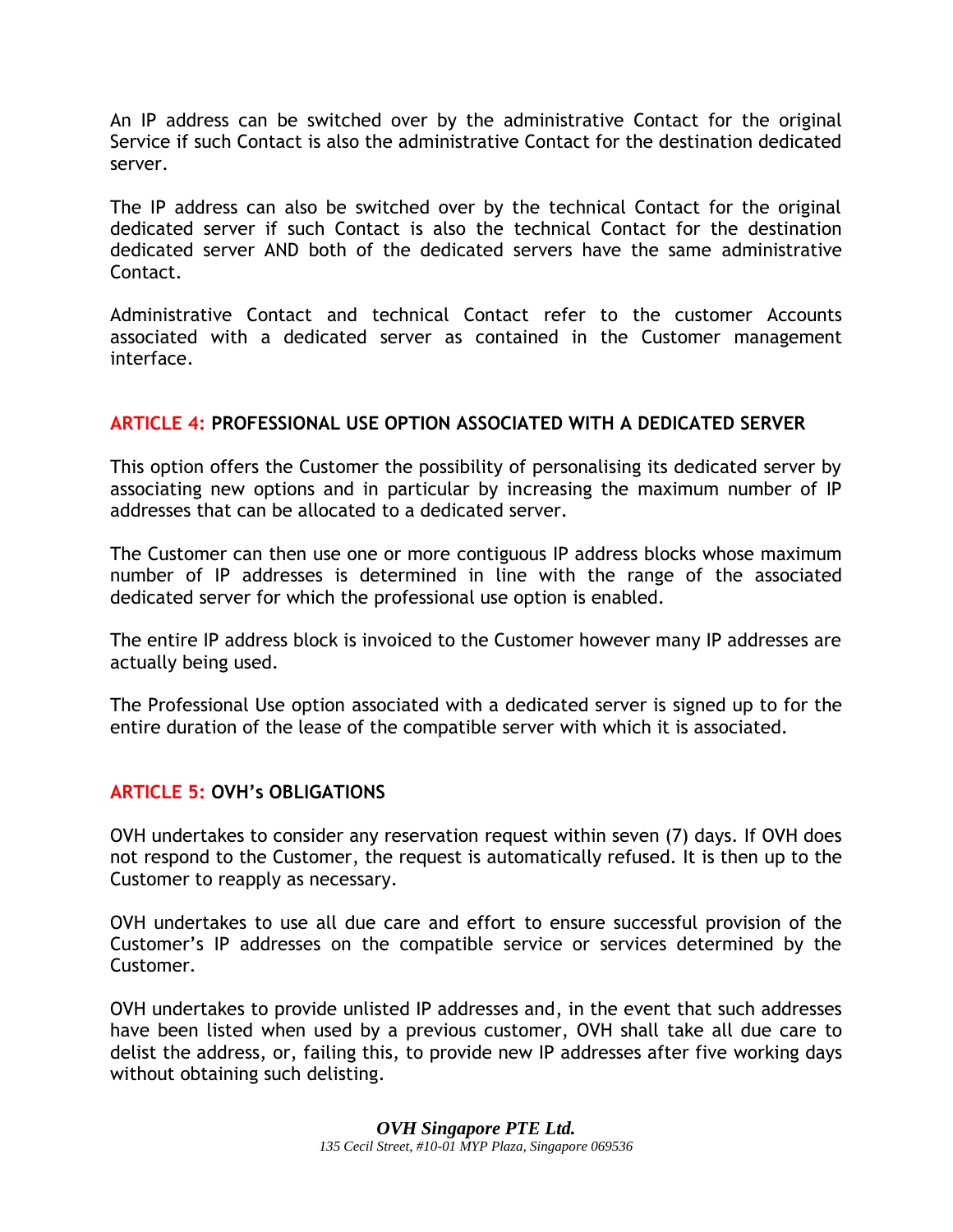An IP address can be switched over by the administrative Contact for the original Service if such Contact is also the administrative Contact for the destination dedicated server.

The IP address can also be switched over by the technical Contact for the original dedicated server if such Contact is also the technical Contact for the destination dedicated server AND both of the dedicated servers have the same administrative Contact.

Administrative Contact and technical Contact refer to the customer Accounts associated with a dedicated server as contained in the Customer management interface.

## ARTICLE 4: PROFESSIONAL USE OPTION ASSOCIATED WITH A DEDICATED SERVER

This option offers the Customer the possibility of personalising its dedicated server by associating new options and in particular by increasing the maximum number of IP addresses that can be allocated to a dedicated server.

The Customer can then use one or more contiguous IP address blocks whose maximum number of IP addresses is determined in line with the range of the associated dedicated server for which the professional use option is enabled.

The entire IP address block is invoiced to the Customer however many IP addresses are actually being used.

The Professional Use option associated with a dedicated server is signed up to for the entire duration of the lease of the compatible server with which it is associated.

## ARTICLE 5: OVH's OBLIGATIONS

OVH undertakes to consider any reservation request within seven (7) days. If OVH does not respond to the Customer, the request is automatically refused. It is then up to the Customer to reapply as necessary.

OVH undertakes to use all due care and effort to ensure successful provision of the Customer's IP addresses on the compatible service or services determined by the Customer.

OVH undertakes to provide unlisted IP addresses and, in the event that such addresses have been listed when used by a previous customer, OVH shall take all due care to delist the address, or, failing this, to provide new IP addresses after five working days without obtaining such delisting.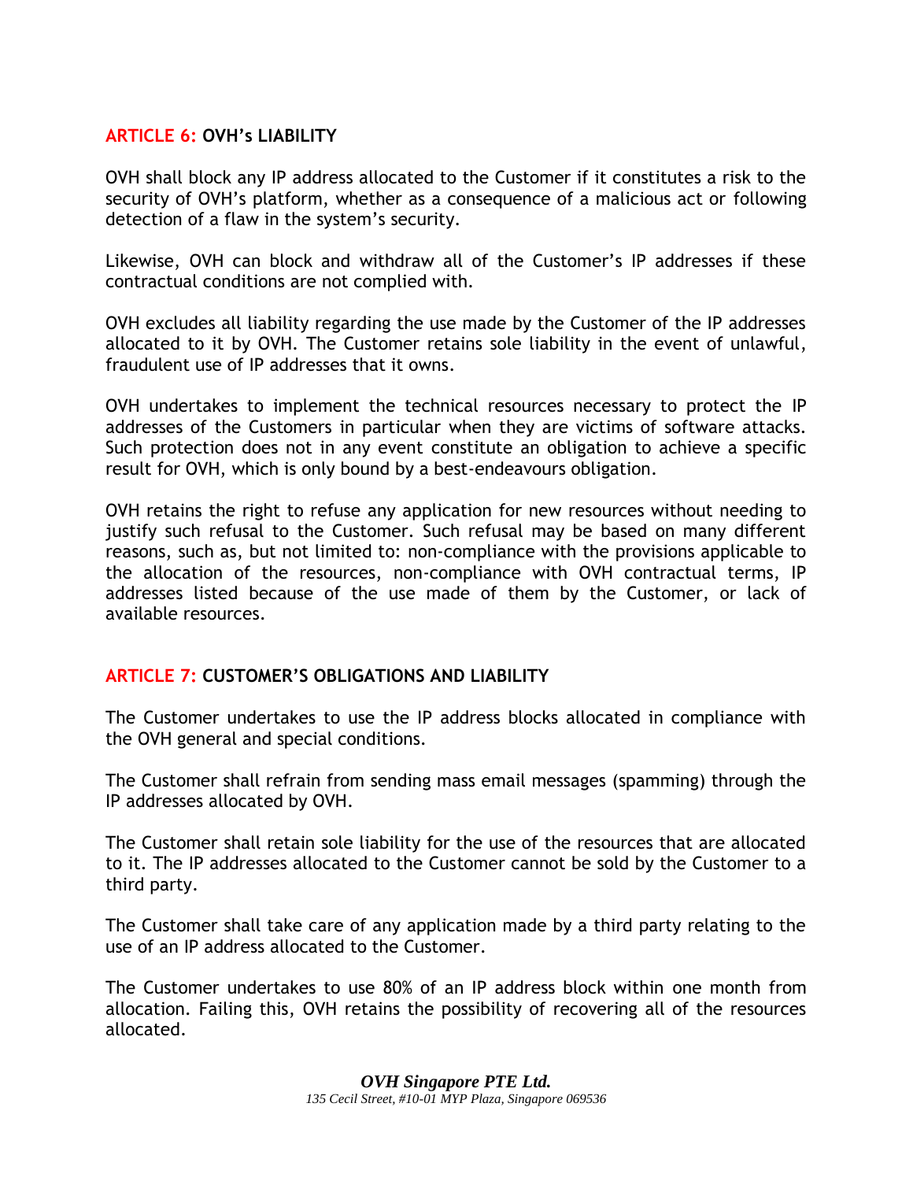## ARTICLE 6: OVH's LIABILITY

OVH shall block any IP address allocated to the Customer if it constitutes a risk to the security of OVH's platform, whether as a consequence of a malicious act or following detection of a flaw in the system's security.

Likewise, OVH can block and withdraw all of the Customer's IP addresses if these contractual conditions are not complied with.

OVH excludes all liability regarding the use made by the Customer of the IP addresses allocated to it by OVH. The Customer retains sole liability in the event of unlawful, fraudulent use of IP addresses that it owns.

OVH undertakes to implement the technical resources necessary to protect the IP addresses of the Customers in particular when they are victims of software attacks. Such protection does not in any event constitute an obligation to achieve a specific result for OVH, which is only bound by a best-endeavours obligation.

OVH retains the right to refuse any application for new resources without needing to justify such refusal to the Customer. Such refusal may be based on many different reasons, such as, but not limited to: non-compliance with the provisions applicable to the allocation of the resources, non-compliance with OVH contractual terms, IP addresses listed because of the use made of them by the Customer, or lack of available resources.

## ARTICLE 7: CUSTOMER'S OBLIGATIONS AND LIABILITY

The Customer undertakes to use the IP address blocks allocated in compliance with the OVH general and special conditions.

The Customer shall refrain from sending mass email messages (spamming) through the IP addresses allocated by OVH.

The Customer shall retain sole liability for the use of the resources that are allocated to it. The IP addresses allocated to the Customer cannot be sold by the Customer to a third party.

The Customer shall take care of any application made by a third party relating to the use of an IP address allocated to the Customer.

The Customer undertakes to use 80% of an IP address block within one month from allocation. Failing this, OVH retains the possibility of recovering all of the resources allocated.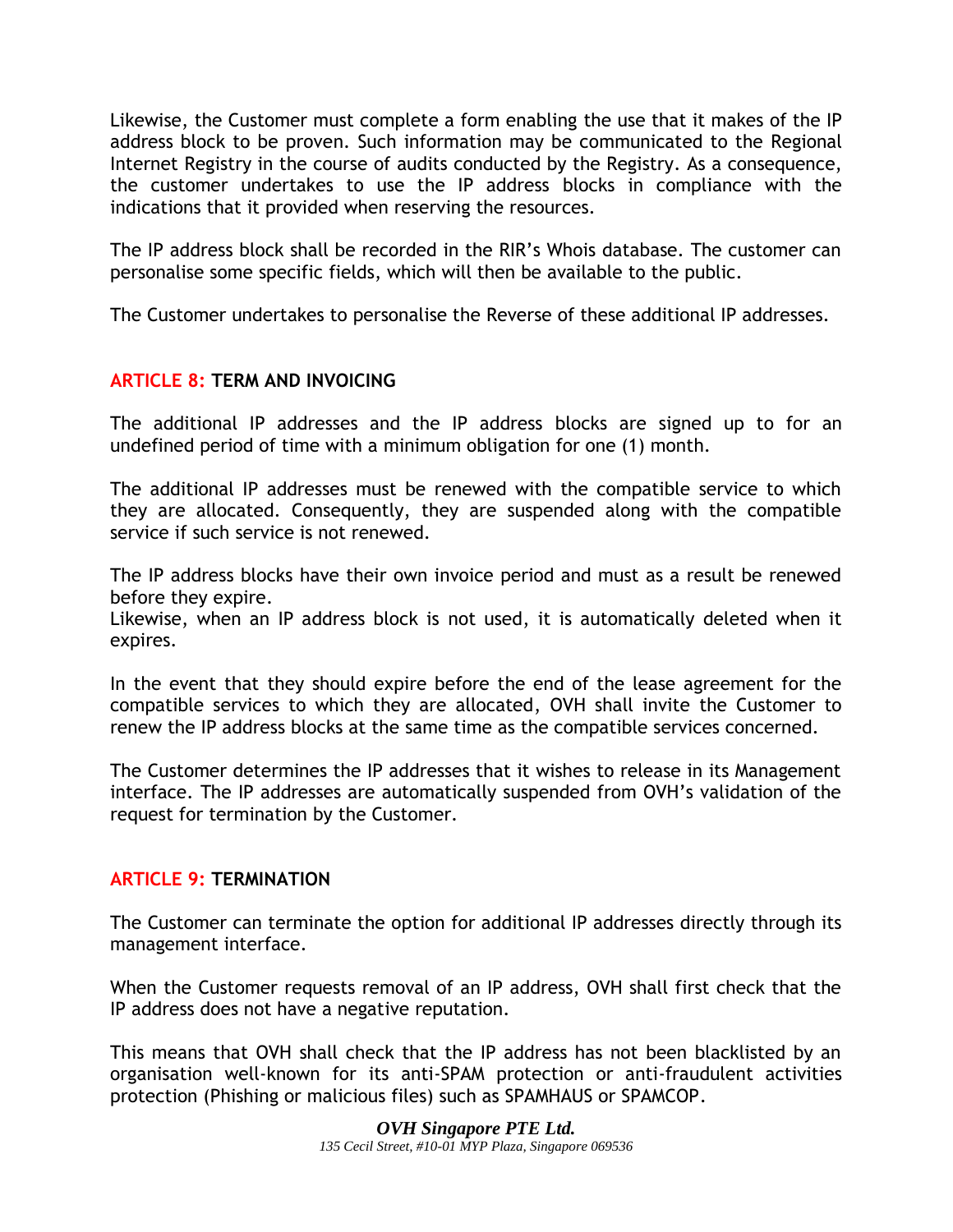Likewise, the Customer must complete a form enabling the use that it makes of the IP address block to be proven. Such information may be communicated to the Regional Internet Registry in the course of audits conducted by the Registry. As a consequence, the customer undertakes to use the IP address blocks in compliance with the indications that it provided when reserving the resources.

The IP address block shall be recorded in the RIR's Whois database. The customer can personalise some specific fields, which will then be available to the public.

The Customer undertakes to personalise the Reverse of these additional IP addresses.

## ARTICLE 8: TERM AND INVOICING

The additional IP addresses and the IP address blocks are signed up to for an undefined period of time with a minimum obligation for one (1) month.

The additional IP addresses must be renewed with the compatible service to which they are allocated. Consequently, they are suspended along with the compatible service if such service is not renewed.

The IP address blocks have their own invoice period and must as a result be renewed before they expire.
Likewise, when an IP address block is not used, it is automatically deleted when it expires.

In the event that they should expire before the end of the lease agreement for the compatible services to which they are allocated, OVH shall invite the Customer to renew the IP address blocks at the same time as the compatible services concerned.

The Customer determines the IP addresses that it wishes to release in its Management interface. The IP addresses are automatically suspended from OVH's validation of the request for termination by the Customer.

## ARTICLE 9: TERMINATION

The Customer can terminate the option for additional IP addresses directly through its management interface.

When the Customer requests removal of an IP address, OVH shall first check that the IP address does not have a negative reputation.

This means that OVH shall check that the IP address has not been blacklisted by an organisation well-known for its anti-SPAM protection or anti-fraudulent activities protection (Phishing or malicious files) such as SPAMHAUS or SPAMCOP.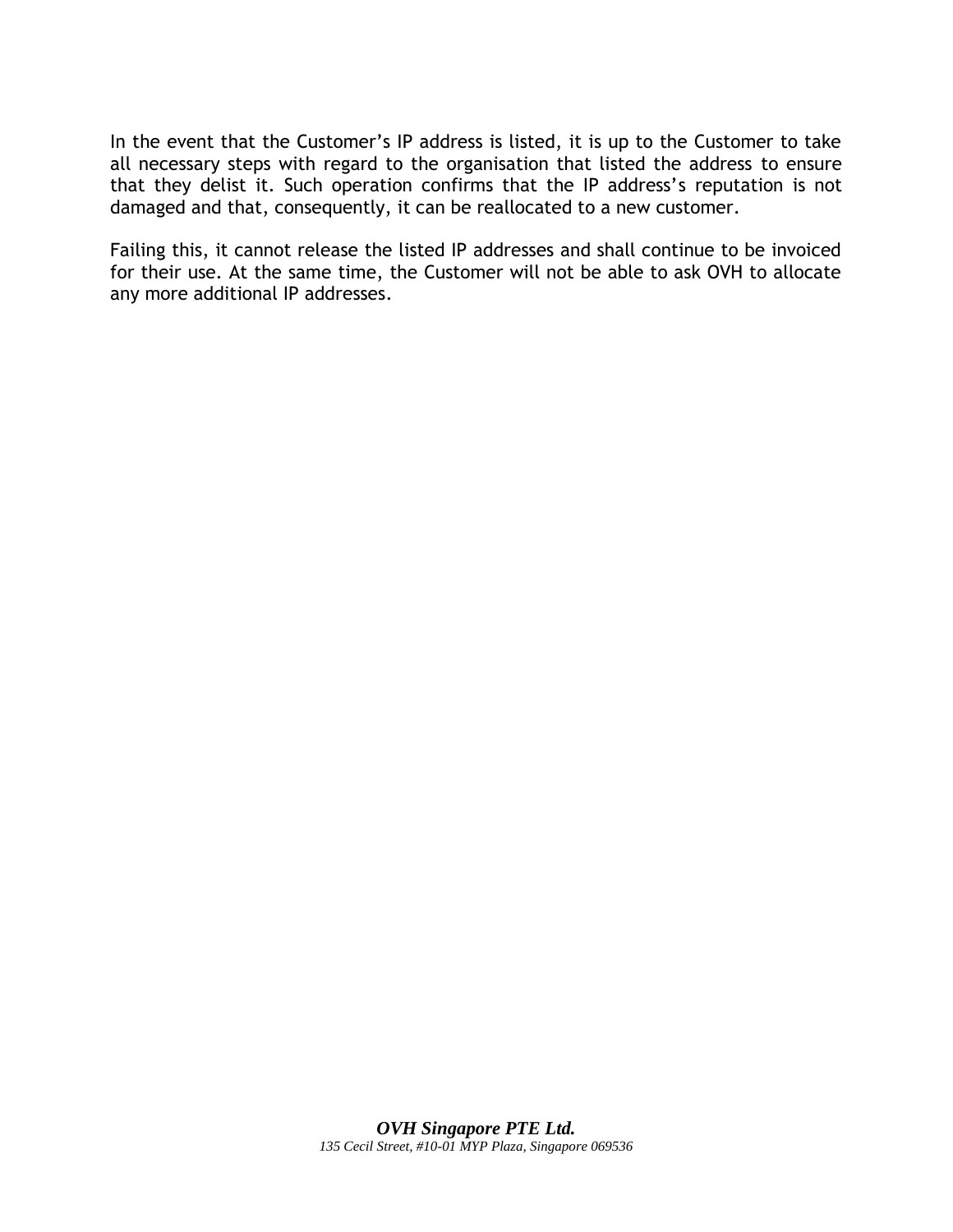In the event that the Customer's IP address is listed, it is up to the Customer to take all necessary steps with regard to the organisation that listed the address to ensure that they delist it. Such operation confirms that the IP address's reputation is not damaged and that, consequently, it can be reallocated to a new customer.

Failing this, it cannot release the listed IP addresses and shall continue to be invoiced for their use. At the same time, the Customer will not be able to ask OVH to allocate any more additional IP addresses.